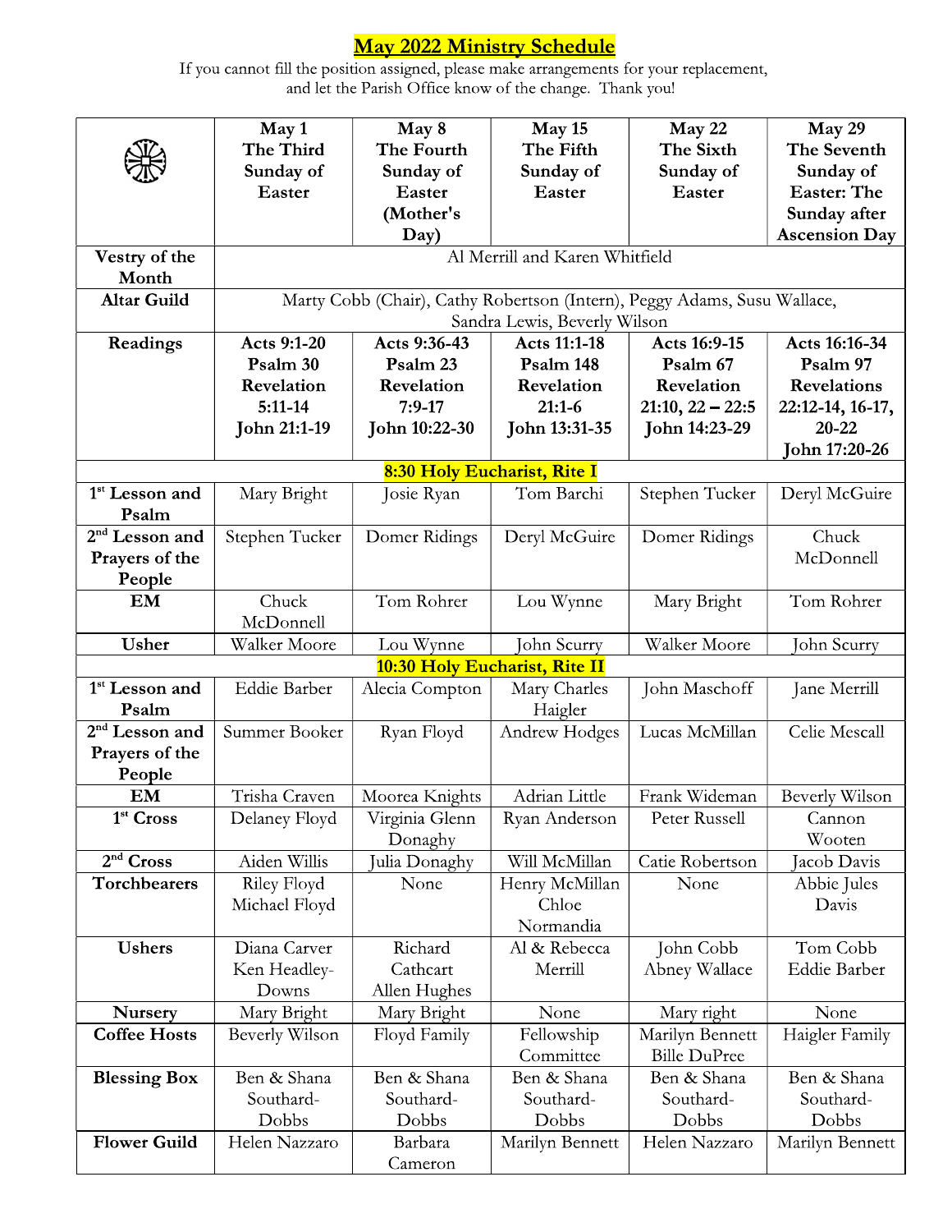# May 2022 Ministry Schedule

If you cannot fill the position assigned, please make arrangements for your replacement, and let the Parish Office know of the change. Thank you!

| | May 1 The Third Sunday of Easter | May 8 The Fourth Sunday of Easter (Mother's Day) | May 15 The Fifth Sunday of Easter | May 22 The Sixth Sunday of Easter | May 29 The Seventh Sunday of Easter: The Sunday after Ascension Day |
|---|---|---|---|---|---|
| **Vestry of the Month** | Al Merrill and Karen Whitfield | | | | |
| **Altar Guild** | Marty Cobb (Chair), Cathy Robertson (Intern), Peggy Adams, Susu Wallace, Sandra Lewis, Beverly Wilson | | | | |
| **Readings** | **Acts 9:1-20 Psalm 30 Revelation 5:11-14 John 21:1-19** | **Acts 9:36-43 Psalm 23 Revelation 7:9-17 John 10:22-30** | **Acts 11:1-18 Psalm 148 Revelation 21:1-6 John 13:31-35** | **Acts 16:9-15 Psalm 67 Revelation 21:10, 22 – 22:5 John 14:23-29** | **Acts 16:16-34 Psalm 97 Revelations 22:12-14, 16-17, 20-22 John 17:20-26** |
| **8:30 Holy Eucharist, Rite I** | | | | | |
| **1st Lesson and Psalm** | Mary Bright | Josie Ryan | Tom Barchi | Stephen Tucker | Deryl McGuire |
| **2nd Lesson and Prayers of the People** | Stephen Tucker | Domer Ridings | Deryl McGuire | Domer Ridings | Chuck McDonnell |
| **EM** | Chuck McDonnell | Tom Rohrer | Lou Wynne | Mary Bright | Tom Rohrer |
| **Usher** | Walker Moore | Lou Wynne | John Scurry | Walker Moore | John Scurry |
| **10:30 Holy Eucharist, Rite II** | | | | | |
| **1st Lesson and Psalm** | Eddie Barber | Alecia Compton | Mary Charles Haigler | John Maschoff | Jane Merrill |
| **2nd Lesson and Prayers of the People** | Summer Booker | Ryan Floyd | Andrew Hodges | Lucas McMillan | Celie Mescall |
| **EM** | Trisha Craven | Moorea Knights | Adrian Little | Frank Wideman | Beverly Wilson |
| **1st Cross** | Delaney Floyd | Virginia Glenn Donaghy | Ryan Anderson | Peter Russell | Cannon Wooten |
| **2nd Cross** | Aiden Willis | Julia Donaghy | Will McMillan | Catie Robertson | Jacob Davis |
| **Torchbearers** | Riley Floyd Michael Floyd | None | Henry McMillan Chloe Normandia | None | Abbie Jules Davis |
| **Ushers** | Diana Carver Ken Headley-Downs | Richard Cathcart Allen Hughes | Al & Rebecca Merrill | John Cobb Abney Wallace | Tom Cobb Eddie Barber |
| **Nursery** | Mary Bright | Mary Bright | None | Mary right | None |
| **Coffee Hosts** | Beverly Wilson | Floyd Family | Fellowship Committee | Marilyn Bennett Bille DuPree | Haigler Family |
| **Blessing Box** | Ben & Shana Southard-Dobbs | Ben & Shana Southard-Dobbs | Ben & Shana Southard-Dobbs | Ben & Shana Southard-Dobbs | Ben & Shana Southard-Dobbs |
| **Flower Guild** | Helen Nazzaro | Barbara Cameron | Marilyn Bennett | Helen Nazzaro | Marilyn Bennett |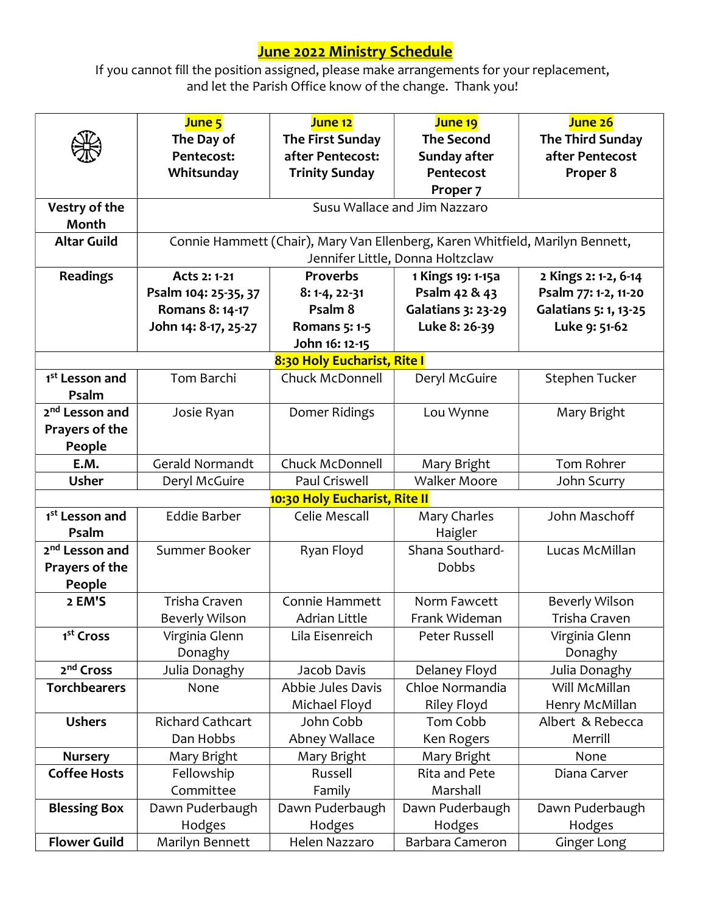# June 2022 Ministry Schedule

If you cannot fill the position assigned, please make arrangements for your replacement, and let the Parish Office know of the change. Thank you!

| | June 5 The Day of Pentecost: Whitsunday | June 12 The First Sunday after Pentecost: Trinity Sunday | June 19 The Second Sunday after Pentecost Proper 7 | June 26 The Third Sunday after Pentecost Proper 8 |
|---|---|---|---|---|
| **Vestry of the Month** | Susu Wallace and Jim Nazzaro | | | |
| **Altar Guild** | Connie Hammett (Chair), Mary Van Ellenberg, Karen Whitfield, Marilyn Bennett, Jennifer Little, Donna Holtzclaw | | | |
| **Readings** | **Acts 2: 1-21 Psalm 104: 25-35, 37 Romans 8: 14-17 John 14: 8-17, 25-27** | **Proverbs 8: 1-4, 22-31 Psalm 8 Romans 5: 1-5 John 16: 12-15** | **1 Kings 19: 1-15a Psalm 42 & 43 Galatians 3: 23-29 Luke 8: 26-39** | **2 Kings 2: 1-2, 6-14 Psalm 77: 1-2, 11-20 Galatians 5: 1, 13-25 Luke 9: 51-62** |
| **8:30 Holy Eucharist, Rite I** | | | | |
| **1st Lesson and Psalm** | Tom Barchi | Chuck McDonnell | Deryl McGuire | Stephen Tucker |
| **2nd Lesson and Prayers of the People** | Josie Ryan | Domer Ridings | Lou Wynne | Mary Bright |
| **E.M.** | Gerald Normandt | Chuck McDonnell | Mary Bright | Tom Rohrer |
| **Usher** | Deryl McGuire | Paul Criswell | Walker Moore | John Scurry |
| **10:30 Holy Eucharist, Rite II** | | | | |
| **1st Lesson and Psalm** | Eddie Barber | Celie Mescall | Mary Charles Haigler | John Maschoff |
| **2nd Lesson and Prayers of the People** | Summer Booker | Ryan Floyd | Shana Southard-Dobbs | Lucas McMillan |
| **2 EM'S** | Trisha Craven Beverly Wilson | Connie Hammett Adrian Little | Norm Fawcett Frank Wideman | Beverly Wilson Trisha Craven |
| **1st Cross** | Virginia Glenn Donaghy | Lila Eisenreich | Peter Russell | Virginia Glenn Donaghy |
| **2nd Cross** | Julia Donaghy | Jacob Davis | Delaney Floyd | Julia Donaghy |
| **Torchbearers** | None | Abbie Jules Davis Michael Floyd | Chloe Normandia Riley Floyd | Will McMillan Henry McMillan |
| **Ushers** | Richard Cathcart Dan Hobbs | John Cobb Abney Wallace | Tom Cobb Ken Rogers | Albert & Rebecca Merrill |
| **Nursery** | Mary Bright | Mary Bright | Mary Bright | None |
| **Coffee Hosts** | Fellowship Committee | Russell Family | Rita and Pete Marshall | Diana Carver |
| **Blessing Box** | Dawn Puderbaugh Hodges | Dawn Puderbaugh Hodges | Dawn Puderbaugh Hodges | Dawn Puderbaugh Hodges |
| **Flower Guild** | Marilyn Bennett | Helen Nazzaro | Barbara Cameron | Ginger Long |